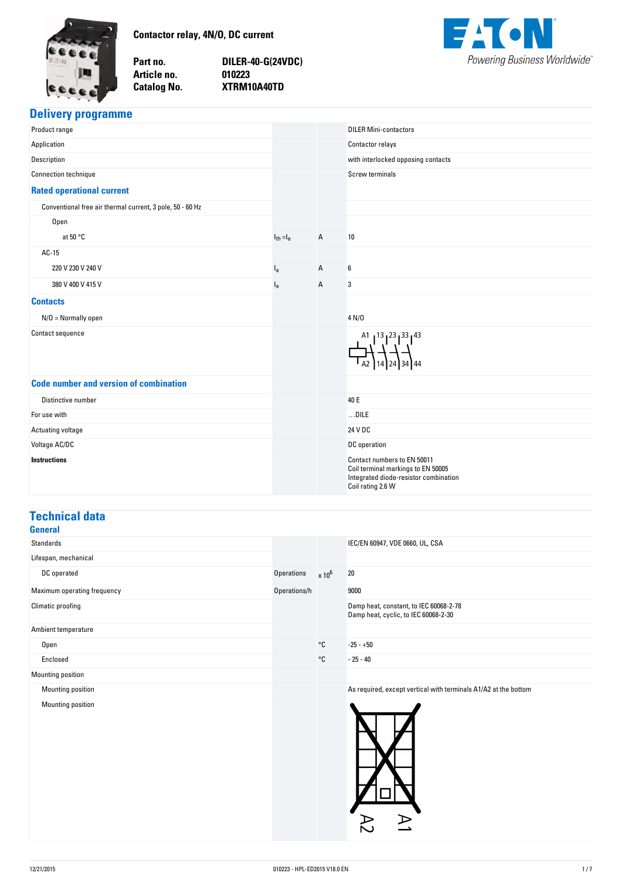# Contactor relay, 4N/O, DC current

**Part no.** DILER-40-G(24VDC)
**Article no.** 010223
**Catalog No.** XTRM10A40TD

## Delivery programme

| | | | |
|---|---|---|---|
| Product range | | | DILER Mini-contactors |
| Application | | | Contactor relays |
| Description | | | with interlocked opposing contacts |
| Connection technique | | | Screw terminals |
| **Rated operational current** | | | |
| Conventional free air thermal current, 3 pole, 50 - 60 Hz | | | |
| Open | | | |
| at 50 °C | $I_{th} = I_e$ | A | 10 |
| AC-15 | | | |
| 220 V 230 V 240 V | $I_e$ | A | 6 |
| 380 V 400 V 415 V | $I_e$ | A | 3 |
| **Contacts** | | | |
| N/O = Normally open | | | 4 N/O |
| Contact sequence | | | A1 13 23 33 43 / A2 14 24 34 44 |
| **Code number and version of combination** | | | |
| Distinctive number | | | 40 E |
| For use with | | | ...DILE |
| Actuating voltage | | | 24 V DC |
| Voltage AC/DC | | | DC operation |
| **Instructions** | | | Contact numbers to EN 50011<br>Coil terminal markings to EN 50005<br>Integrated diode-resistor combination<br>Coil rating 2.6 W |

## Technical data

### General

| | | | |
|---|---|---|---|
| Standards | | | IEC/EN 60947, VDE 0660, UL, CSA |
| Lifespan, mechanical | | | |
| DC operated | Operations | x $10^6$ | 20 |
| Maximum operating frequency | Operations/h | | 9000 |
| Climatic proofing | | | Damp heat, constant, to IEC 60068-2-78<br>Damp heat, cyclic, to IEC 60068-2-30 |
| Ambient temperature | | | |
| Open | | °C | -25 - +50 |
| Enclosed | | °C | - 25 - 40 |
| Mounting position | | | |
| Mounting position | | | As required, except vertical with terminals A1/A2 at the bottom |
| Mounting position | | | |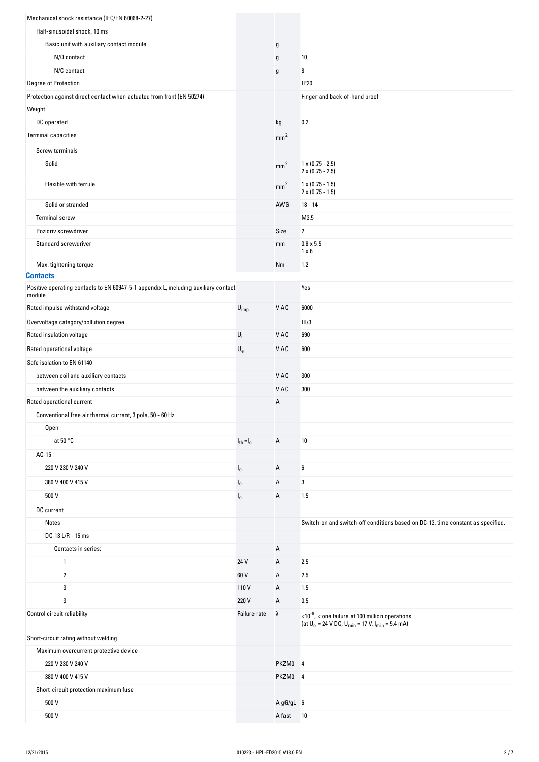| | | | |
|---|---|---|---|
| Mechanical shock resistance (IEC/EN 60068-2-27) | | | |
| Half-sinusoidal shock, 10 ms | | | |
| Basic unit with auxiliary contact module | | g | |
| N/O contact | | g | 10 |
| N/C contact | | g | 8 |
| Degree of Protection | | | IP20 |
| Protection against direct contact when actuated from front (EN 50274) | | | Finger and back-of-hand proof |
| Weight | | | |
| DC operated | | kg | 0.2 |
| Terminal capacities | | $mm^2$ | |
| Screw terminals | | | |
| Solid | | $mm^2$ | 1 x (0.75 - 2.5)<br>2 x (0.75 - 2.5) |
| Flexible with ferrule | | $mm^2$ | 1 x (0.75 - 1.5)<br>2 x (0.75 - 1.5) |
| Solid or stranded | | AWG | 18 - 14 |
| Terminal screw | | | M3.5 |
| Pozidriv screwdriver | | Size | 2 |
| Standard screwdriver | | mm | 0.8 x 5.5<br>1 x 6 |
| Max. tightening torque | | Nm | 1.2 |

## Contacts

| | | | |
|---|---|---|---|
| Positive operating contacts to EN 60947-5-1 appendix L, including auxiliary contact module | | | Yes |
| Rated impulse withstand voltage | $U_{imp}$ | V AC | 6000 |
| Overvoltage category/pollution degree | | | III/3 |
| Rated insulation voltage | $U_i$ | V AC | 690 |
| Rated operational voltage | $U_e$ | V AC | 600 |
| Safe isolation to EN 61140 | | | |
| between coil and auxiliary contacts | | V AC | 300 |
| between the auxiliary contacts | | V AC | 300 |
| Rated operational current | | A | |
| Conventional free air thermal current, 3 pole, 50 - 60 Hz | | | |
| Open | | | |
| at 50 °C | $I_{th} = I_e$ | A | 10 |
| AC-15 | | | |
| 220 V 230 V 240 V | $I_e$ | A | 6 |
| 380 V 400 V 415 V | $I_e$ | A | 3 |
| 500 V | $I_e$ | A | 1.5 |
| DC current | | | |
| Notes | | | Switch-on and switch-off conditions based on DC-13, time constant as specified. |
| DC-13 L/R - 15 ms | | | |
| Contacts in series: | | A | |
| 1 | 24 V | A | 2.5 |
| 2 | 60 V | A | 2.5 |
| 3 | 110 V | A | 1.5 |
| 3 | 220 V | A | 0.5 |
| Control circuit reliability | Failure rate | λ | $<10^{-8}$, < one failure at 100 million operations<br>(at $U_e$ = 24 V DC, $U_{min}$ = 17 V, $I_{min}$ = 5.4 mA) |
| Short-circuit rating without welding | | | |
| Maximum overcurrent protective device | | | |
| 220 V 230 V 240 V | | PKZM0 | 4 |
| 380 V 400 V 415 V | | PKZM0 | 4 |
| Short-circuit protection maximum fuse | | | |
| 500 V | | A gG/gL | 6 |
| 500 V | | A fast | 10 |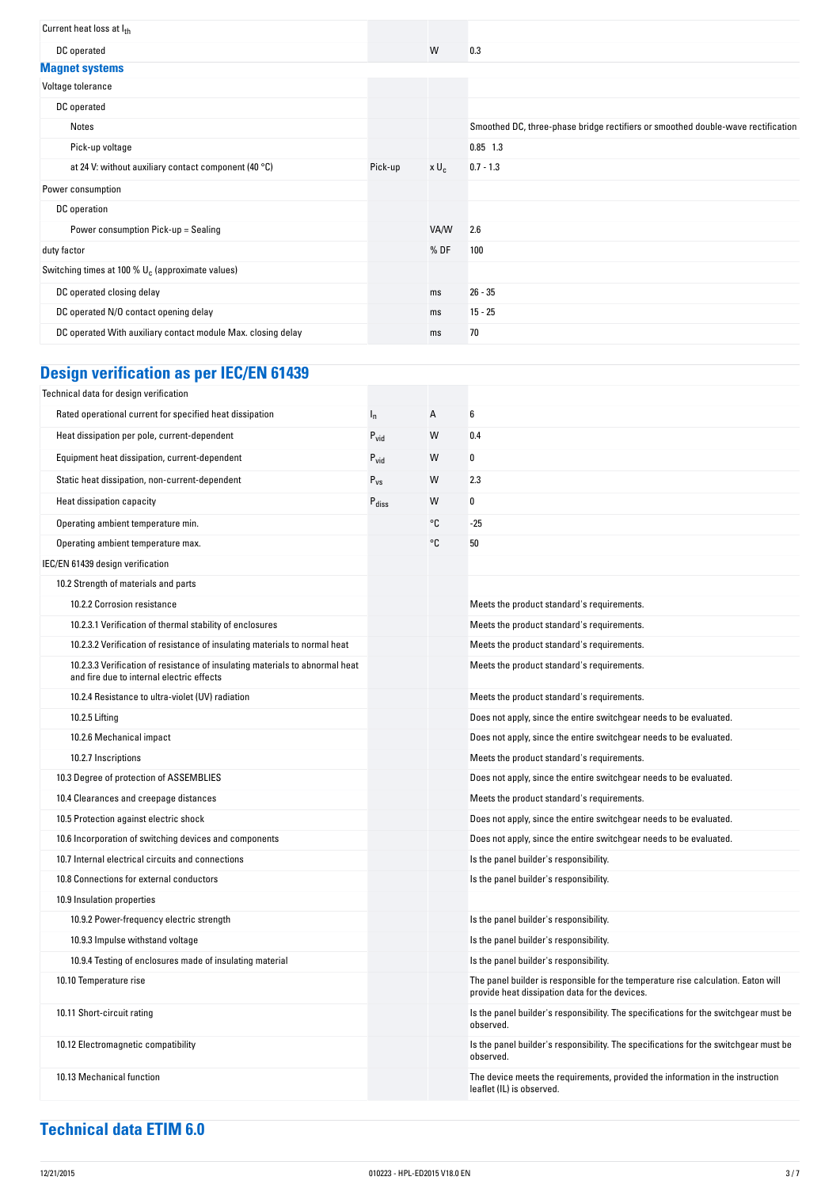| | | | |
|---|---|---|---|
| Current heat loss at $I_{th}$ | | | |
| DC operated | | W | 0.3 |

### Magnet systems

| | | | |
|---|---|---|---|
| Voltage tolerance | | | |
| DC operated | | | |
| Notes | | | Smoothed DC, three-phase bridge rectifiers or smoothed double-wave rectification |
| Pick-up voltage | | | 0.85 1.3 |
| at 24 V: without auxiliary contact component (40 °C) | Pick-up | x $U_c$ | 0.7 - 1.3 |
| Power consumption | | | |
| DC operation | | | |
| Power consumption Pick-up = Sealing | | VA/W | 2.6 |
| duty factor | | % DF | 100 |
| Switching times at 100 % $U_c$ (approximate values) | | | |
| DC operated closing delay | | ms | 26 - 35 |
| DC operated N/O contact opening delay | | ms | 15 - 25 |
| DC operated With auxiliary contact module Max. closing delay | | ms | 70 |

## Design verification as per IEC/EN 61439

| | | | |
|---|---|---|---|
| Technical data for design verification | | | |
| Rated operational current for specified heat dissipation | $I_n$ | A | 6 |
| Heat dissipation per pole, current-dependent | $P_{vid}$ | W | 0.4 |
| Equipment heat dissipation, current-dependent | $P_{vid}$ | W | 0 |
| Static heat dissipation, non-current-dependent | $P_{vs}$ | W | 2.3 |
| Heat dissipation capacity | $P_{diss}$ | W | 0 |
| Operating ambient temperature min. | | °C | -25 |
| Operating ambient temperature max. | | °C | 50 |
| IEC/EN 61439 design verification | | | |
| 10.2 Strength of materials and parts | | | |
| 10.2.2 Corrosion resistance | | | Meets the product standard's requirements. |
| 10.2.3.1 Verification of thermal stability of enclosures | | | Meets the product standard's requirements. |
| 10.2.3.2 Verification of resistance of insulating materials to normal heat | | | Meets the product standard's requirements. |
| 10.2.3.3 Verification of resistance of insulating materials to abnormal heat and fire due to internal electric effects | | | Meets the product standard's requirements. |
| 10.2.4 Resistance to ultra-violet (UV) radiation | | | Meets the product standard's requirements. |
| 10.2.5 Lifting | | | Does not apply, since the entire switchgear needs to be evaluated. |
| 10.2.6 Mechanical impact | | | Does not apply, since the entire switchgear needs to be evaluated. |
| 10.2.7 Inscriptions | | | Meets the product standard's requirements. |
| 10.3 Degree of protection of ASSEMBLIES | | | Does not apply, since the entire switchgear needs to be evaluated. |
| 10.4 Clearances and creepage distances | | | Meets the product standard's requirements. |
| 10.5 Protection against electric shock | | | Does not apply, since the entire switchgear needs to be evaluated. |
| 10.6 Incorporation of switching devices and components | | | Does not apply, since the entire switchgear needs to be evaluated. |
| 10.7 Internal electrical circuits and connections | | | Is the panel builder's responsibility. |
| 10.8 Connections for external conductors | | | Is the panel builder's responsibility. |
| 10.9 Insulation properties | | | |
| 10.9.2 Power-frequency electric strength | | | Is the panel builder's responsibility. |
| 10.9.3 Impulse withstand voltage | | | Is the panel builder's responsibility. |
| 10.9.4 Testing of enclosures made of insulating material | | | Is the panel builder's responsibility. |
| 10.10 Temperature rise | | | The panel builder is responsible for the temperature rise calculation. Eaton will provide heat dissipation data for the devices. |
| 10.11 Short-circuit rating | | | Is the panel builder's responsibility. The specifications for the switchgear must be observed. |
| 10.12 Electromagnetic compatibility | | | Is the panel builder's responsibility. The specifications for the switchgear must be observed. |
| 10.13 Mechanical function | | | The device meets the requirements, provided the information in the instruction leaflet (IL) is observed. |

## Technical data ETIM 6.0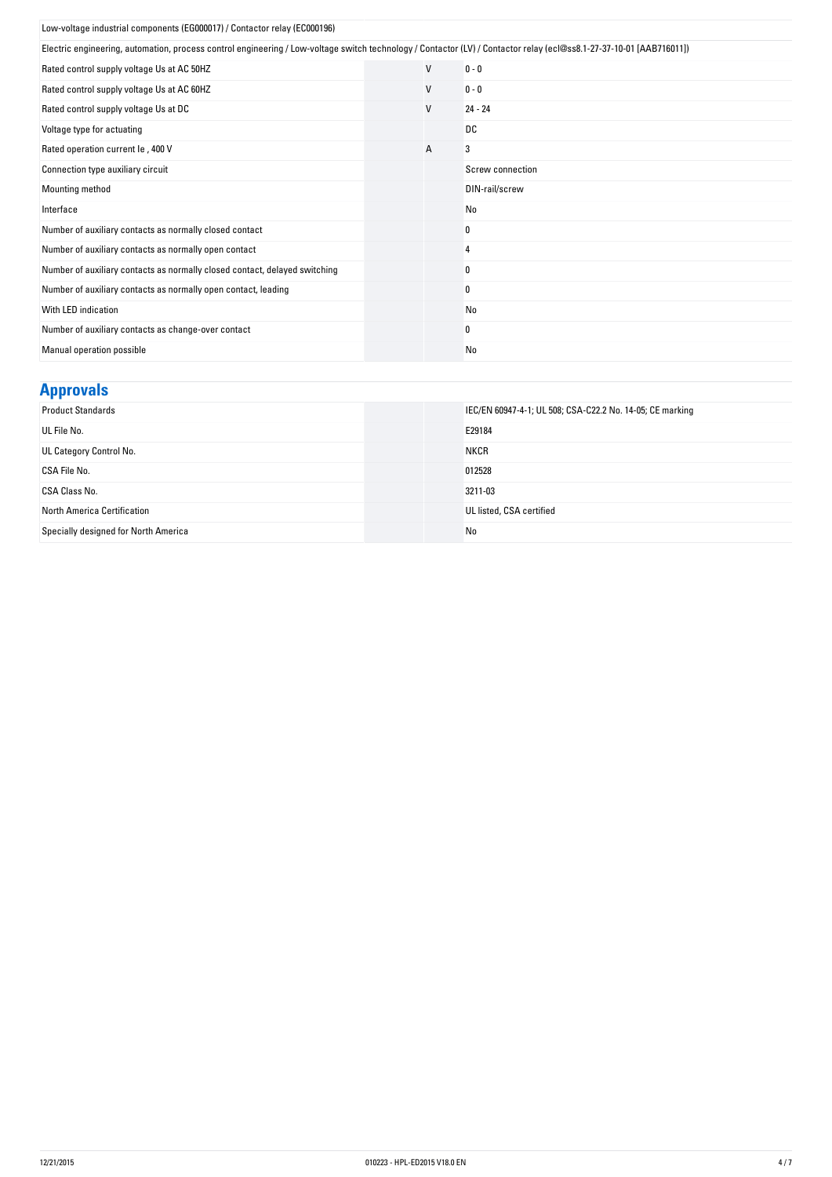| Low-voltage industrial components (EG000017) / Contactor relay (EC000196) | | |
|---|---|---|
| Electric engineering, automation, process control engineering / Low-voltage switch technology / Contactor (LV) / Contactor relay (ecl@ss8.1-27-37-10-01 [AAB716011]) | | |
| Rated control supply voltage Us at AC 50HZ | V | 0 - 0 |
| Rated control supply voltage Us at AC 60HZ | V | 0 - 0 |
| Rated control supply voltage Us at DC | V | 24 - 24 |
| Voltage type for actuating | | DC |
| Rated operation current Ie , 400 V | A | 3 |
| Connection type auxiliary circuit | | Screw connection |
| Mounting method | | DIN-rail/screw |
| Interface | | No |
| Number of auxiliary contacts as normally closed contact | | 0 |
| Number of auxiliary contacts as normally open contact | | 4 |
| Number of auxiliary contacts as normally closed contact, delayed switching | | 0 |
| Number of auxiliary contacts as normally open contact, leading | | 0 |
| With LED indication | | No |
| Number of auxiliary contacts as change-over contact | | 0 |
| Manual operation possible | | No |

## Approvals

| | | |
|---|---|---|
| Product Standards | | IEC/EN 60947-4-1; UL 508; CSA-C22.2 No. 14-05; CE marking |
| UL File No. | | E29184 |
| UL Category Control No. | | NKCR |
| CSA File No. | | 012528 |
| CSA Class No. | | 3211-03 |
| North America Certification | | UL listed, CSA certified |
| Specially designed for North America | | No |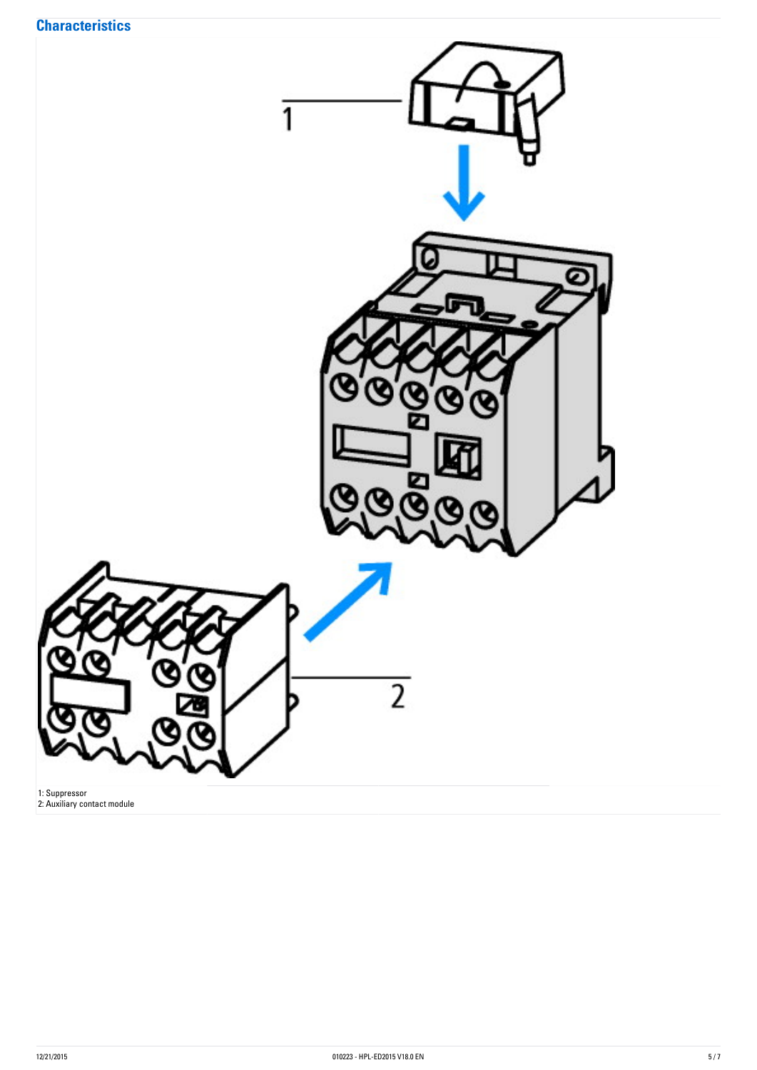## Characteristics

1: Suppressor
2: Auxiliary contact module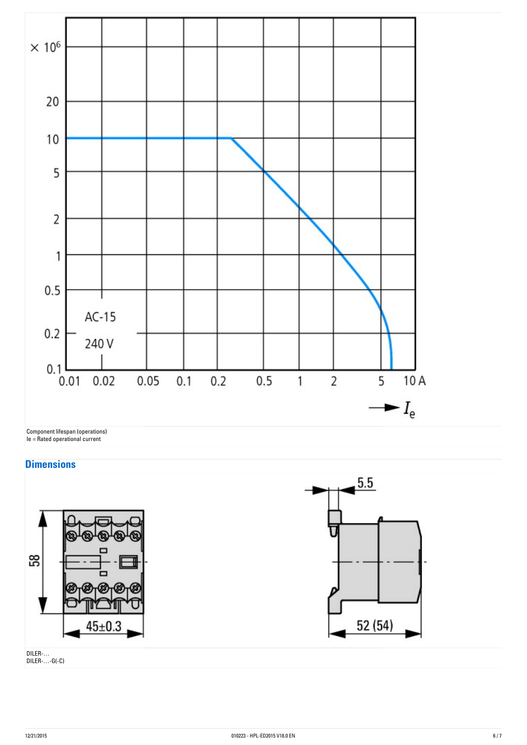Component lifespan (operations)
Ie = Rated operational current

## Dimensions

DILER-...
DILER-...-G(-C)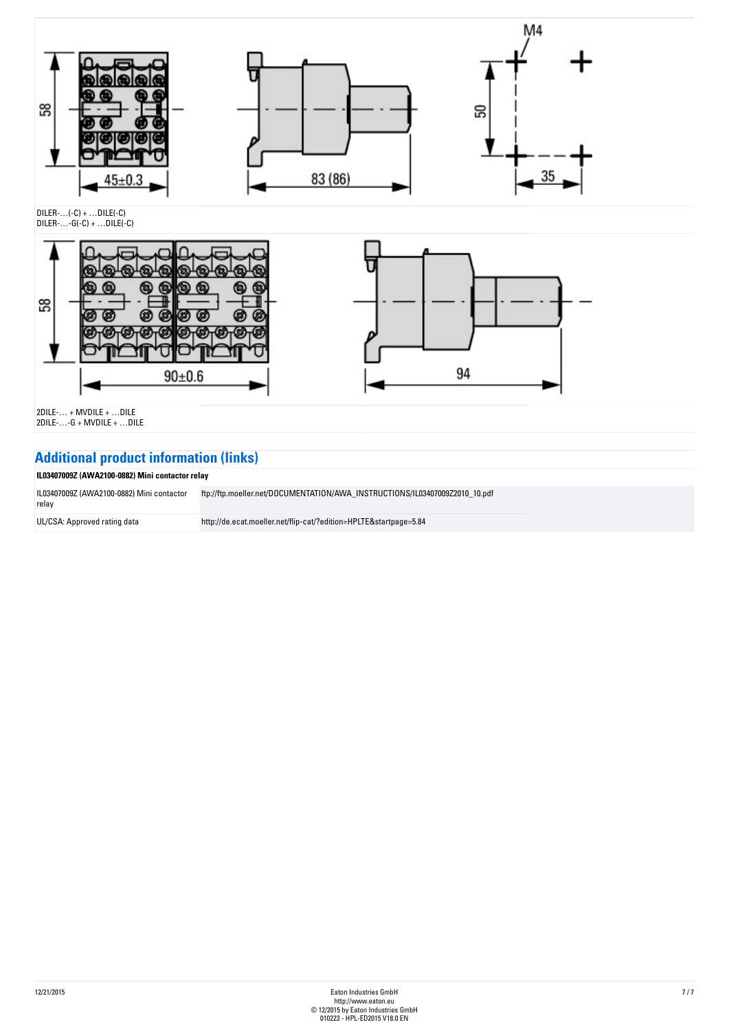58

45±0.3

83 (86)

M4

50

35

DILER-…(-C) + …DILE(-C)
DILER-…-G(-C) + …DILE(-C)

58

90±0.6

94

2DILE-… + MVDILE + …DILE
2DILE-…-G + MVDILE + …DILE

## Additional product information (links)

**IL03407009Z (AWA2100-0882) Mini contactor relay**

| | |
|---|---|
| IL03407009Z (AWA2100-0882) Mini contactor relay | ftp://ftp.moeller.net/DOCUMENTATION/AWA_INSTRUCTIONS/IL03407009Z2010_10.pdf |
| UL/CSA: Approved rating data | http://de.ecat.moeller.net/flip-cat/?edition=HPLTE&startpage=5.84 |